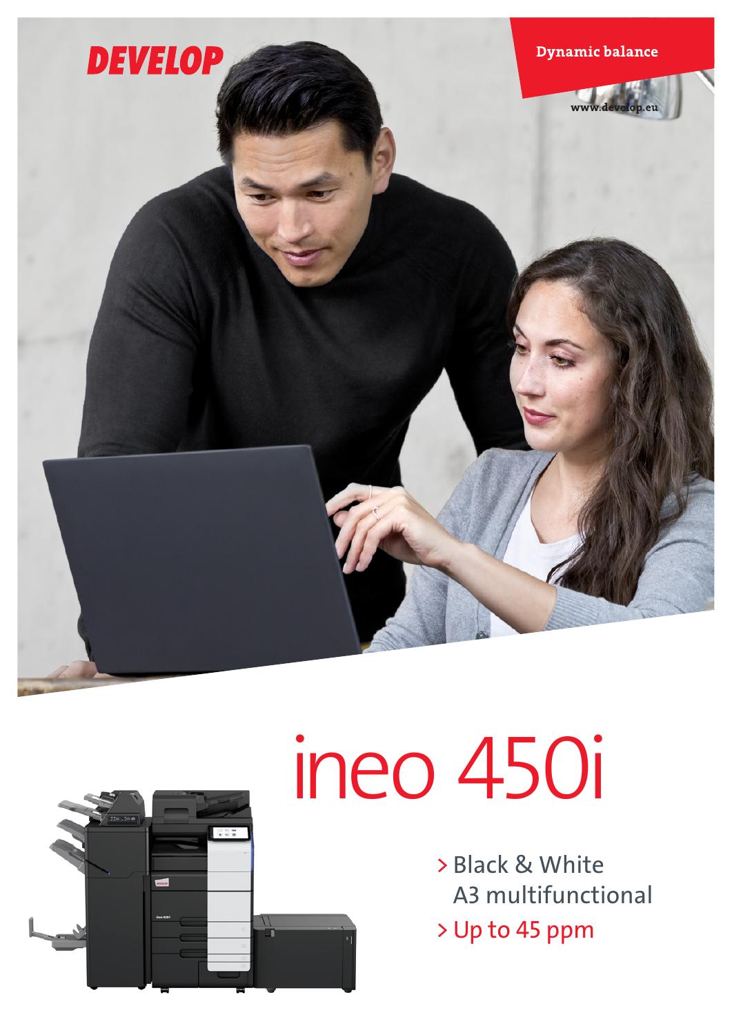DEVELOP

Dynamic balance

www.develop.eu

# ineo 450i

> Black & White A3 multifunctional

> Up to 45 ppm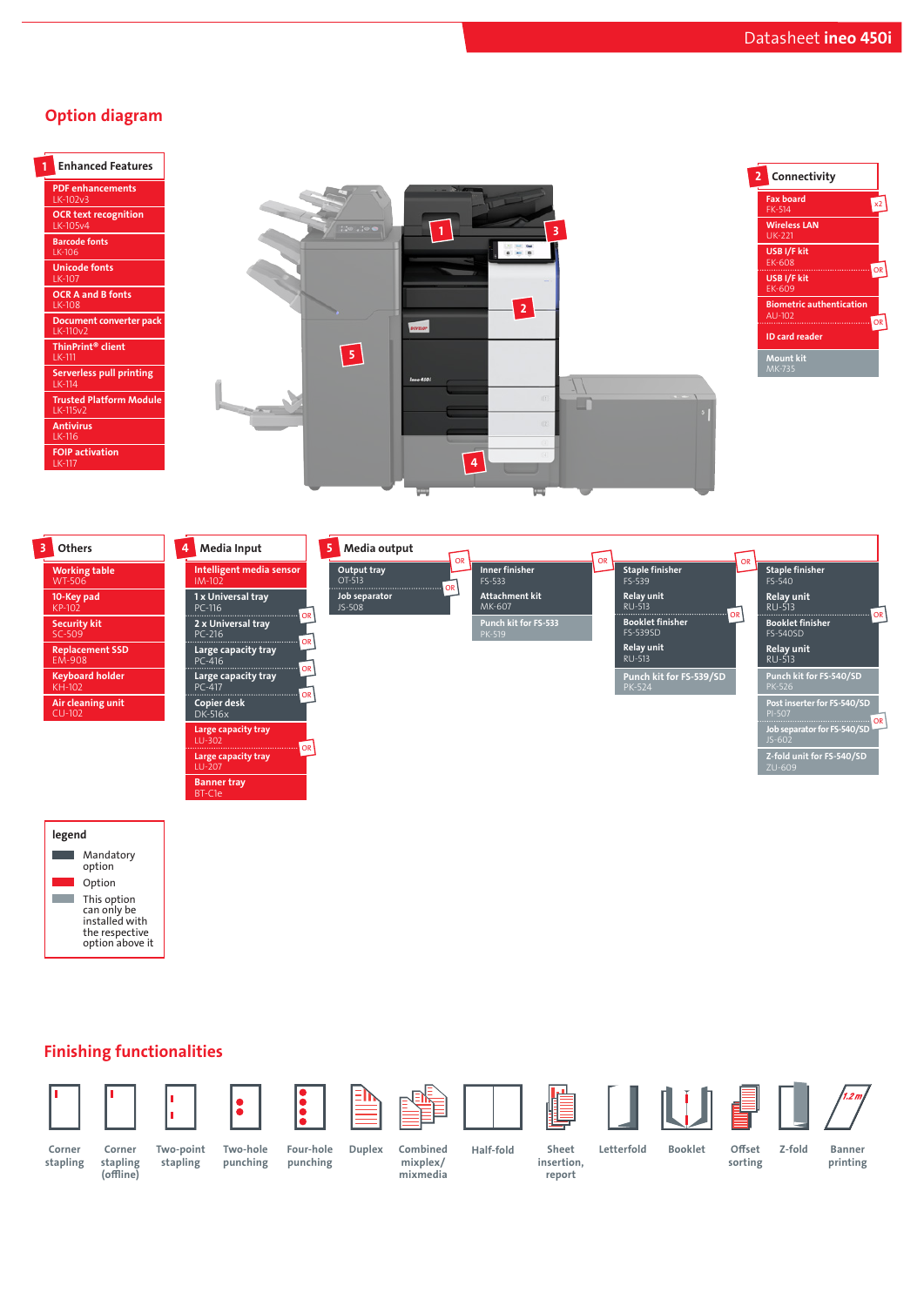## Option diagram

### 1 Enhanced Features

- PDF enhancements LK-102v3
- OCR text recognition LK-105v4
- Barcode fonts LK-106
- Unicode fonts LK-107
- OCR A and B fonts LK-108
- Document converter pack LK-110v2
- ThinPrint® client LK-111
- Serverless pull printing LK-114
- Trusted Platform Module LK-115v2
- Antivirus LK-116
- FOIP activation LK-117

### 2 Connectivity

- Fax board FK-514 (x2)
- Wireless LAN UK-221
- USB I/F kit EK-608 — OR
- USB I/F kit EK-609
- Biometric authentication AU-102 — OR
- ID card reader
- Mount kit MK-735

### 3 Others

- Working table WT-506
- 10-Key pad KP-102
- Security kit SC-509
- Replacement SSD EM-908
- Keyboard holder KH-102
- Air cleaning unit CU-102

### 4 Media Input

- Intelligent media sensor IM-102
- 1 x Universal tray PC-116 — OR
- 2 x Universal tray PC-216 — OR
- Large capacity tray PC-416 — OR
- Large capacity tray PC-417 — OR
- Copier desk DK-516x
- Large capacity tray LU-302 — OR
- Large capacity tray LU-207
- Banner tray BT-C1e

### 5 Media output

- Output tray OT-513 — OR
- Job separator JS-508

OR

- Inner finisher FS-533
- Attachment kit MK-607
- Punch kit for FS-533 PK-519

OR

- Staple finisher FS-539
- Relay unit RU-513 — OR
- Booklet finisher FS-539SD
- Relay unit RU-513
- Punch kit for FS-539/SD PK-524

OR

- Staple finisher FS-540
- Relay unit RU-513 — OR
- Booklet finisher FS-540SD
- Relay unit RU-513
- Punch kit for FS-540/SD PK-526
- Post inserter for FS-540/SD PI-507 — OR
- Job separator for FS-540/SD JS-602
- Z-fold unit for FS-540/SD ZU-609

### legend

- Mandatory option
- Option
- This option can only be installed with the respective option above it

## Finishing functionalities

Corner stapling · Corner stapling (offline) · Two-point stapling · Two-hole punching · Four-hole punching · Duplex · Combined mixplex/ mixmedia · Half-fold · Sheet insertion, report · Letterfold · Booklet · Offset sorting · Z-fold · Banner printing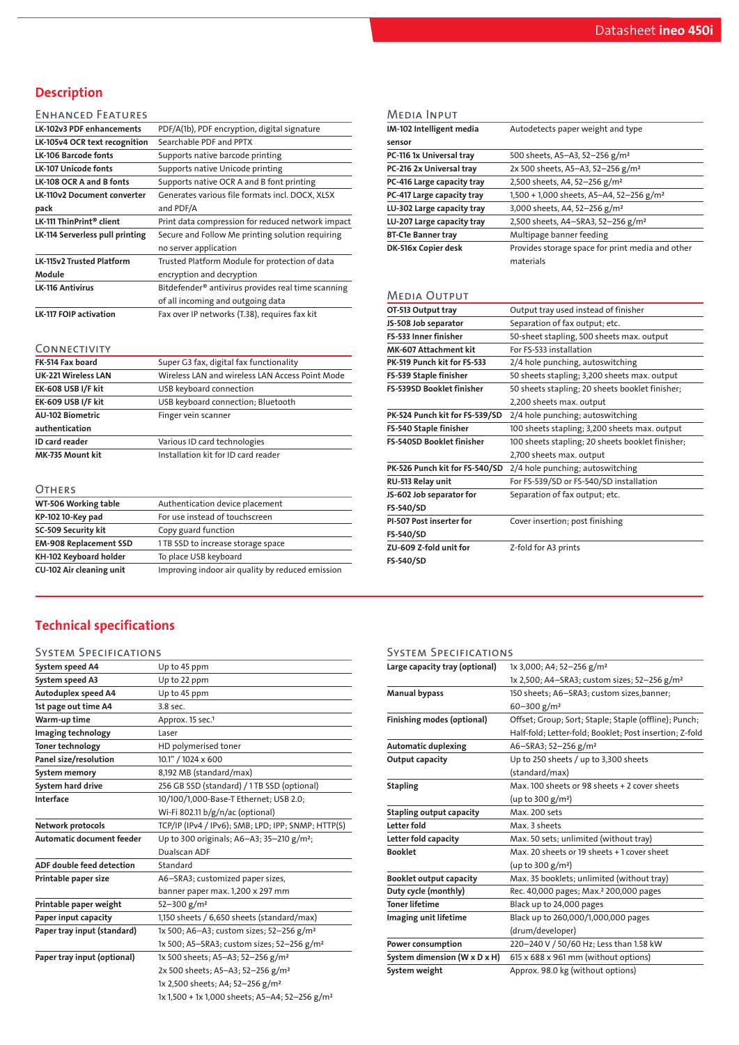## Description

### Enhanced Features

| | |
|---|---|
| **LK-102v3 PDF enhancements** | PDF/A(1b), PDF encryption, digital signature |
| **LK-105v4 OCR text recognition** | Searchable PDF and PPTX |
| **LK-106 Barcode fonts** | Supports native barcode printing |
| **LK-107 Unicode fonts** | Supports native Unicode printing |
| **LK-108 OCR A and B fonts** | Supports native OCR A and B font printing |
| **LK-110v2 Document converter pack** | Generates various file formats incl. DOCX, XLSX and PDF/A |
| **LK-111 ThinPrint® client** | Print data compression for reduced network impact |
| **LK-114 Serverless pull printing** | Secure and Follow Me printing solution requiring no server application |
| **LK-115v2 Trusted Platform Module** | Trusted Platform Module for protection of data encryption and decryption |
| **LK-116 Antivirus** | Bitdefender® antivirus provides real time scanning of all incoming and outgoing data |
| **LK-117 FOIP activation** | Fax over IP networks (T.38), requires fax kit |

### Connectivity

| | |
|---|---|
| **FK-514 Fax board** | Super G3 fax, digital fax functionality |
| **UK-221 Wireless LAN** | Wireless LAN and wireless LAN Access Point Mode |
| **EK-608 USB I/F kit** | USB keyboard connection |
| **EK-609 USB I/F kit** | USB keyboard connection; Bluetooth |
| **AU-102 Biometric authentication** | Finger vein scanner |
| **ID card reader** | Various ID card technologies |
| **MK-735 Mount kit** | Installation kit for ID card reader |

### Others

| | |
|---|---|
| **WT-506 Working table** | Authentication device placement |
| **KP-102 10-Key pad** | For use instead of touchscreen |
| **SC-509 Security kit** | Copy guard function |
| **EM-908 Replacement SSD** | 1 TB SSD to increase storage space |
| **KH-102 Keyboard holder** | To place USB keyboard |
| **CU-102 Air cleaning unit** | Improving indoor air quality by reduced emission |

### Media Input

| | |
|---|---|
| **IM-102 Intelligent media sensor** | Autodetects paper weight and type |
| **PC-116 1x Universal tray** | 500 sheets, A5–A3, 52–256 g/m² |
| **PC-216 2x Universal tray** | 2x 500 sheets, A5–A3, 52–256 g/m² |
| **PC-416 Large capacity tray** | 2,500 sheets, A4, 52–256 g/m² |
| **PC-417 Large capacity tray** | 1,500 + 1,000 sheets, A5–A4, 52–256 g/m² |
| **LU-302 Large capacity tray** | 3,000 sheets, A4, 52–256 g/m² |
| **LU-207 Large capacity tray** | 2,500 sheets, A4–SRA3, 52–256 g/m² |
| **BT-C1e Banner tray** | Multipage banner feeding |
| **DK-516x Copier desk** | Provides storage space for print media and other materials |

### Media Output

| | |
|---|---|
| **OT-513 Output tray** | Output tray used instead of finisher |
| **JS-508 Job separator** | Separation of fax output; etc. |
| **FS-533 Inner finisher** | 50-sheet stapling, 500 sheets max. output |
| **MK-607 Attachment kit** | For FS-533 installation |
| **PK-519 Punch kit for FS-533** | 2/4 hole punching, autoswitching |
| **FS-539 Staple finisher** | 50 sheets stapling; 3,200 sheets max. output |
| **FS-539SD Booklet finisher** | 50 sheets stapling; 20 sheets booklet finisher; 2,200 sheets max. output |
| **PK-524 Punch kit for FS-539/SD** | 2/4 hole punching; autoswitching |
| **FS-540 Staple finisher** | 100 sheets stapling; 3,200 sheets max. output |
| **FS-540SD Booklet finisher** | 100 sheets stapling; 20 sheets booklet finisher; 2,700 sheets max. output |
| **PK-526 Punch kit for FS-540/SD** | 2/4 hole punching; autoswitching |
| **RU-513 Relay unit** | For FS-539/SD or FS-540/SD installation |
| **JS-602 Job separator for FS-540/SD** | Separation of fax output; etc. |
| **PI-507 Post inserter for FS-540/SD** | Cover insertion; post finishing |
| **ZU-609 Z-fold unit for FS-540/SD** | Z-fold for A3 prints |

## Technical specifications

### System Specifications

| | |
|---|---|
| **System speed A4** | Up to 45 ppm |
| **System speed A3** | Up to 22 ppm |
| **Autoduplex speed A4** | Up to 45 ppm |
| **1st page out time A4** | 3.8 sec. |
| **Warm-up time** | Approx. 15 sec.[1] |
| **Imaging technology** | Laser |
| **Toner technology** | HD polymerised toner |
| **Panel size/resolution** | 10.1" / 1024 x 600 |
| **System memory** | 8,192 MB (standard/max) |
| **System hard drive** | 256 GB SSD (standard) / 1 TB SSD (optional) |
| **Interface** | 10/100/1,000-Base-T Ethernet; USB 2.0; Wi-Fi 802.11 b/g/n/ac (optional) |
| **Network protocols** | TCP/IP (IPv4 / IPv6); SMB; LPD; IPP; SNMP; HTTP(S) |
| **Automatic document feeder** | Up to 300 originals; A6–A3; 35–210 g/m²; Dualscan ADF |
| **ADF double feed detection** | Standard |
| **Printable paper size** | A6–SRA3; customized paper sizes, banner paper max. 1,200 x 297 mm |
| **Printable paper weight** | 52–300 g/m² |
| **Paper input capacity** | 1,150 sheets / 6,650 sheets (standard/max) |
| **Paper tray input (standard)** | 1x 500; A6–A3; custom sizes; 52–256 g/m²<br>1x 500; A5–SRA3; custom sizes; 52–256 g/m² |
| **Paper tray input (optional)** | 1x 500 sheets; A5–A3; 52–256 g/m²<br>2x 500 sheets; A5–A3; 52–256 g/m²<br>1x 2,500 sheets; A4; 52–256 g/m²<br>1x 1,500 + 1x 1,000 sheets; A5–A4; 52–256 g/m² |
| **Large capacity tray (optional)** | 1x 3,000; A4; 52–256 g/m²<br>1x 2,500; A4–SRA3; custom sizes; 52–256 g/m² |
| **Manual bypass** | 150 sheets; A6–SRA3; custom sizes,banner; 60–300 g/m² |
| **Finishing modes (optional)** | Offset; Group; Sort; Staple; Staple (offline); Punch; Half-fold; Letter-fold; Booklet; Post insertion; Z-fold |
| **Automatic duplexing** | A6–SRA3; 52–256 g/m² |
| **Output capacity** | Up to 250 sheets / up to 3,300 sheets (standard/max) |
| **Stapling** | Max. 100 sheets or 98 sheets + 2 cover sheets (up to 300 g/m²) |
| **Stapling output capacity** | Max. 200 sets |
| **Letter fold** | Max. 3 sheets |
| **Letter fold capacity** | Max. 50 sets; unlimited (without tray) |
| **Booklet** | Max. 20 sheets or 19 sheets + 1 cover sheet (up to 300 g/m²) |
| **Booklet output capacity** | Max. 35 booklets; unlimited (without tray) |
| **Duty cycle (monthly)** | Rec. 40,000 pages; Max.[2] 200,000 pages |
| **Toner lifetime** | Black up to 24,000 pages |
| **Imaging unit lifetime** | Black up to 260,000/1,000,000 pages (drum/developer) |
| **Power consumption** | 220–240 V / 50/60 Hz; Less than 1.58 kW |
| **System dimension (W x D x H)** | 615 x 688 x 961 mm (without options) |
| **System weight** | Approx. 98.0 kg (without options) |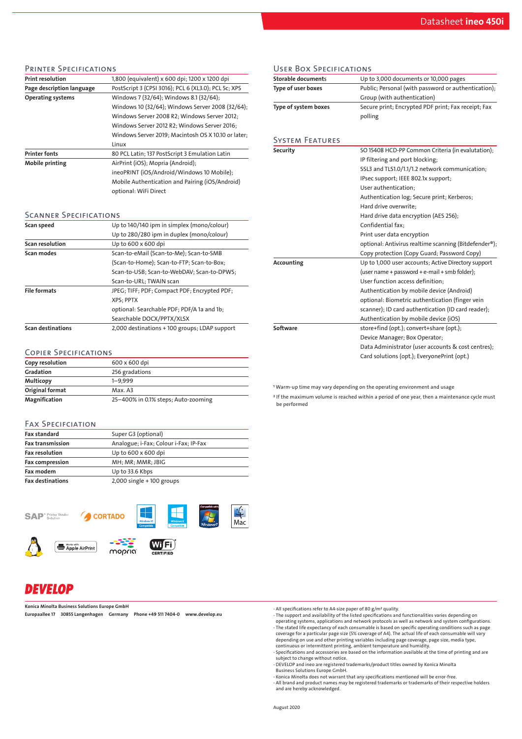## Printer Specifications

| | |
|---|---|
| **Print resolution** | 1,800 (equivalent) x 600 dpi; 1200 x 1200 dpi |
| **Page description language** | PostScript 3 (CPSI 3016); PCL 6 (XL3.0); PCL 5c; XPS |
| **Operating systems** | Windows 7 (32/64); Windows 8.1 (32/64); Windows 10 (32/64); Windows Server 2008 (32/64); Windows Server 2008 R2; Windows Server 2012; Windows Server 2012 R2; Windows Server 2016; Windows Server 2019; Macintosh OS X 10.10 or later; Linux |
| **Printer fonts** | 80 PCL Latin; 137 PostScript 3 Emulation Latin |
| **Mobile printing** | AirPrint (iOS); Mopria (Android); ineoPRINT (iOS/Android/Windows 10 Mobile); Mobile Authentication and Pairing (iOS/Android) optional: WiFi Direct |

## Scanner Specifications

| | |
|---|---|
| **Scan speed** | Up to 140/140 ipm in simplex (mono/colour) Up to 280/280 ipm in duplex (mono/colour) |
| **Scan resolution** | Up to 600 x 600 dpi |
| **Scan modes** | Scan-to-eMail (Scan-to-Me); Scan-to-SMB (Scan-to-Home); Scan-to-FTP; Scan-to-Box; Scan-to-USB; Scan-to-WebDAV; Scan-to-DPWS; Scan-to-URL; TWAIN scan |
| **File formats** | JPEG; TIFF; PDF; Compact PDF; Encrypted PDF; XPS; PPTX optional: Searchable PDF; PDF/A 1a and 1b; Searchable DOCX/PPTX/XLSX |
| **Scan destinations** | 2,000 destinations + 100 groups; LDAP support |

## Copier Specifications

| | |
|---|---|
| **Copy resolution** | 600 x 600 dpi |
| **Gradation** | 256 gradations |
| **Multicopy** | 1–9,999 |
| **Original format** | Max. A3 |
| **Magnification** | 25–400% in 0.1% steps; Auto-zooming |

## Fax Specificiation

| | |
|---|---|
| **Fax standard** | Super G3 (optional) |
| **Fax transmission** | Analogue; i-Fax; Colour i-Fax; IP-Fax |
| **Fax resolution** | Up to 600 x 600 dpi |
| **Fax compression** | MH; MR; MMR; JBIG |
| **Fax modem** | Up to 33.6 Kbps |
| **Fax destinations** | 2,000 single + 100 groups |

## User Box Specifications

| | |
|---|---|
| **Storable documents** | Up to 3,000 documents or 10,000 pages |
| **Type of user boxes** | Public; Personal (with password or authentication); Group (with authentication) |
| **Type of system boxes** | Secure print; Encrypted PDF print; Fax receipt; Fax polling |

## System Features

| | |
|---|---|
| **Security** | SO 15408 HCD-PP Common Criteria (in evalutation); IP filtering and port blocking; SSL3 and TLS1.0/1.1/1.2 network communication; IPsec support; IEEE 802.1x support; User authentication; Authentication log; Secure print; Kerberos; Hard drive overwrite; Hard drive data encryption (AES 256); Confidential fax; Print user data encryption optional: Antivirus realtime scanning (Bitdefender®); Copy protection (Copy Guard; Password Copy) |
| **Accounting** | Up to 1,000 user accounts; Active Directory support (user name + password + e-mail + smb folder); User function access definition; Authentication by mobile device (Android) optional: Biometric authentication (finger vein scanner); ID card authentication (ID card reader); Authentication by mobile device (iOS) |
| **Software** | store+find (opt.); convert+share (opt.); Device Manager; Box Operator; Data Administrator (user accounts & cost centres); Card solutions (opt.); EveryonePrint (opt.) |

[1] Warm-up time may vary depending on the operating environment and usage

[2] If the maximum volume is reached within a period of one year, then a maintenance cycle must be performed

SAP Printer Vendor Solution · CORTADO · Windows 10 Compatible · Windows 8 Compatible · Compatible with Windows 7 · Mac · Works with Apple AirPrint · mopria · Wi-Fi CERTIFIED

**DEVELOP**

**Konica Minolta Business Solutions Europe GmbH**
**Europaallee 17 30855 Langenhagen Germany Phone +49 511 7404-0 www.develop.eu**

- All specifications refer to A4-size paper of 80 g/m² quality.
- The support and availability of the listed specifications and functionalities varies depending on operating systems, applications and network protocols as well as network and system configurations.
- The stated life expectancy of each consumable is based on specific operating conditions such as page coverage for a particular page size (5% coverage of A4). The actual life of each consumable will vary depending on use and other printing variables including page coverage, page size, media type, continuous or intermittent printing, ambient temperature and humidity.
- Specifications and accessories are based on the information available at the time of printing and are subject to change without notice.
- DEVELOP and ineo are registered trademarks/product titles owned by Konica Minolta Business Solutions Europe GmbH.
- Konica Minolta does not warrant that any specifications mentioned will be error-free.
- All brand and product names may be registered trademarks or trademarks of their respective holders and are hereby acknowledged.

August 2020